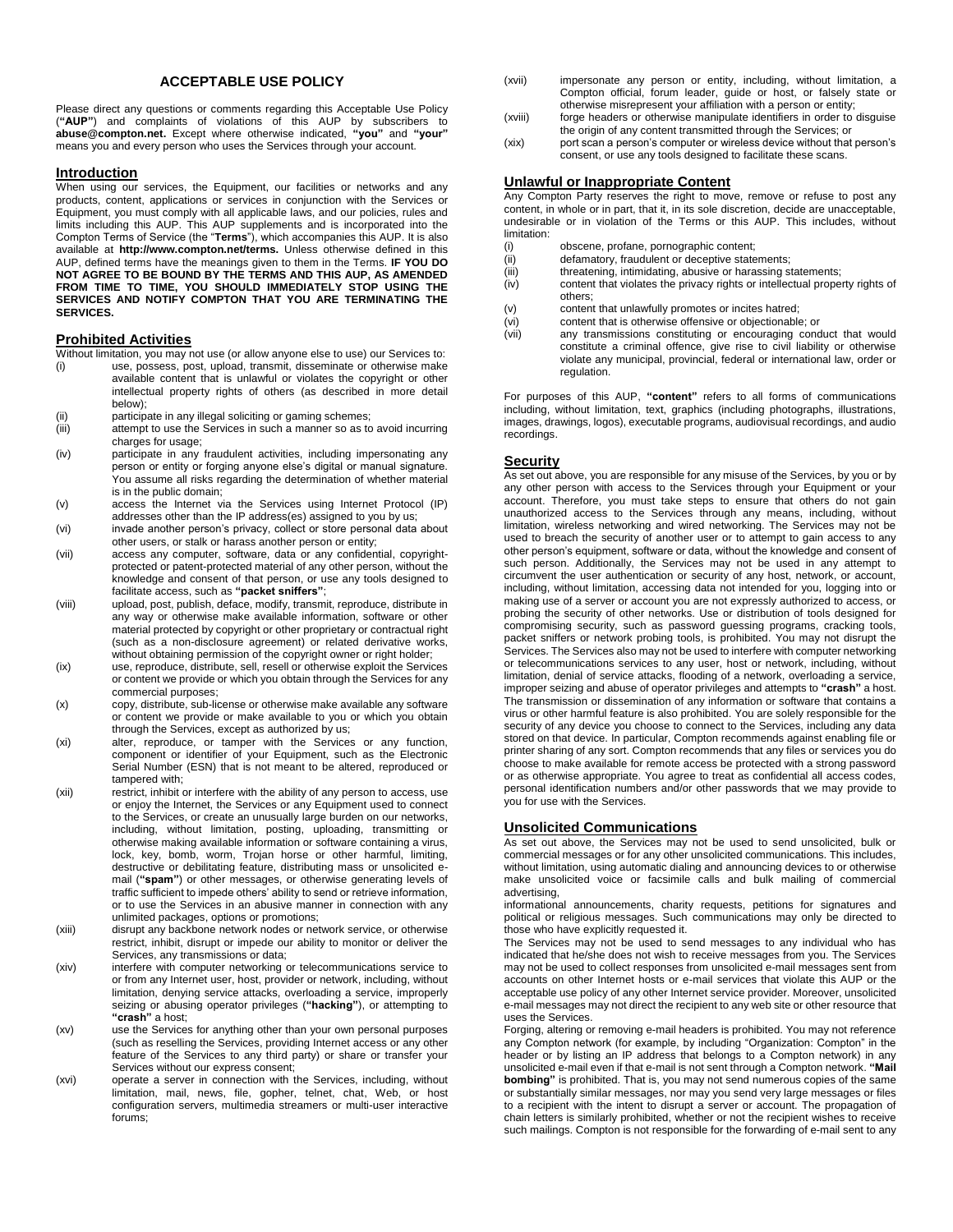# ACCEPTABLE USE POLICY

Please direct any questions or comments regarding this Acceptable Use Policy (**"AUP"**) and complaints of violations of this AUP by subscribers to **abuse@compton.net.** Except where otherwise indicated, **"you"** and **"your"** means you and every person who uses the Services through your account.

## Introduction

When using our services, the Equipment, our facilities or networks and any products, content, applications or services in conjunction with the Services or Equipment, you must comply with all applicable laws, and our policies, rules and limits including this AUP. This AUP supplements and is incorporated into the Compton Terms of Service (the "**Terms**"), which accompanies this AUP. It is also available at **http://www.compton.net/terms.** Unless otherwise defined in this AUP, defined terms have the meanings given to them in the Terms. **IF YOU DO NOT AGREE TO BE BOUND BY THE TERMS AND THIS AUP, AS AMENDED FROM TIME TO TIME, YOU SHOULD IMMEDIATELY STOP USING THE SERVICES AND NOTIFY COMPTON THAT YOU ARE TERMINATING THE SERVICES.**

## Prohibited Activities

Without limitation, you may not use (or allow anyone else to use) our Services to:

(i) use, possess, post, upload, transmit, disseminate or otherwise make available content that is unlawful or violates the copyright or other intellectual property rights of others (as described in more detail below);

(ii) participate in any illegal soliciting or gaming schemes;

(iii) attempt to use the Services in such a manner so as to avoid incurring charges for usage;

(iv) participate in any fraudulent activities, including impersonating any person or entity or forging anyone else's digital or manual signature. You assume all risks regarding the determination of whether material is in the public domain;

(v) access the Internet via the Services using Internet Protocol (IP) addresses other than the IP address(es) assigned to you by us;

(vi) invade another person's privacy, collect or store personal data about other users, or stalk or harass another person or entity;

(vii) access any computer, software, data or any confidential, copyright-protected or patent-protected material of any other person, without the knowledge and consent of that person, or use any tools designed to facilitate access, such as **"packet sniffers"**;

(viii) upload, post, publish, deface, modify, transmit, reproduce, distribute in any way or otherwise make available information, software or other material protected by copyright or other proprietary or contractual right (such as a non-disclosure agreement) or related derivative works, without obtaining permission of the copyright owner or right holder;

(ix) use, reproduce, distribute, sell, resell or otherwise exploit the Services or content we provide or which you obtain through the Services for any commercial purposes;

(x) copy, distribute, sub-license or otherwise make available any software or content we provide or make available to you or which you obtain through the Services, except as authorized by us;

(xi) alter, reproduce, or tamper with the Services or any function, component or identifier of your Equipment, such as the Electronic Serial Number (ESN) that is not meant to be altered, reproduced or tampered with;

(xii) restrict, inhibit or interfere with the ability of any person to access, use or enjoy the Internet, the Services or any Equipment used to connect to the Services, or create an unusually large burden on our networks, including, without limitation, posting, uploading, transmitting or otherwise making available information or software containing a virus, lock, key, bomb, worm, Trojan horse or other harmful, limiting, destructive or debilitating feature, distributing mass or unsolicited e-mail (**"spam"**) or other messages, or otherwise generating levels of traffic sufficient to impede others' ability to send or retrieve information, or to use the Services in an abusive manner in connection with any unlimited packages, options or promotions;

(xiii) disrupt any backbone network nodes or network service, or otherwise restrict, inhibit, disrupt or impede our ability to monitor or deliver the Services, any transmissions or data;

(xiv) interfere with computer networking or telecommunications service to or from any Internet user, host, provider or network, including, without limitation, denying service attacks, overloading a service, improperly seizing or abusing operator privileges (**"hacking"**), or attempting to **"crash"** a host;

(xv) use the Services for anything other than your own personal purposes (such as reselling the Services, providing Internet access or any other feature of the Services to any third party) or share or transfer your Services without our express consent;

(xvi) operate a server in connection with the Services, including, without limitation, mail, news, file, gopher, telnet, chat, Web, or host configuration servers, multimedia streamers or multi-user interactive forums;

(xvii) impersonate any person or entity, including, without limitation, a Compton official, forum leader, guide or host, or falsely state or otherwise misrepresent your affiliation with a person or entity;

(xviii) forge headers or otherwise manipulate identifiers in order to disguise the origin of any content transmitted through the Services; or

(xix) port scan a person's computer or wireless device without that person's consent, or use any tools designed to facilitate these scans.

## Unlawful or Inappropriate Content

Any Compton Party reserves the right to move, remove or refuse to post any content, in whole or in part, that it, in its sole discretion, decide are unacceptable, undesirable or in violation of the Terms or this AUP. This includes, without limitation:

(i) obscene, profane, pornographic content;

(ii) defamatory, fraudulent or deceptive statements;

(iii) threatening, intimidating, abusive or harassing statements;

(iv) content that violates the privacy rights or intellectual property rights of others;

(v) content that unlawfully promotes or incites hatred;

(vi) content that is otherwise offensive or objectionable; or

(vii) any transmissions constituting or encouraging conduct that would constitute a criminal offence, give rise to civil liability or otherwise violate any municipal, provincial, federal or international law, order or regulation.

For purposes of this AUP, **"content"** refers to all forms of communications including, without limitation, text, graphics (including photographs, illustrations, images, drawings, logos), executable programs, audiovisual recordings, and audio recordings.

## Security

As set out above, you are responsible for any misuse of the Services, by you or by any other person with access to the Services through your Equipment or your account. Therefore, you must take steps to ensure that others do not gain unauthorized access to the Services through any means, including, without limitation, wireless networking and wired networking. The Services may not be used to breach the security of another user or to attempt to gain access to any other person's equipment, software or data, without the knowledge and consent of such person. Additionally, the Services may not be used in any attempt to circumvent the user authentication or security of any host, network, or account, including, without limitation, accessing data not intended for you, logging into or making use of a server or account you are not expressly authorized to access, or probing the security of other networks. Use or distribution of tools designed for compromising security, such as password guessing programs, cracking tools, packet sniffers or network probing tools, is prohibited. You may not disrupt the Services. The Services also may not be used to interfere with computer networking or telecommunications services to any user, host or network, including, without limitation, denial of service attacks, flooding of a network, overloading a service, improper seizing and abuse of operator privileges and attempts to **"crash"** a host. The transmission or dissemination of any information or software that contains a virus or other harmful feature is also prohibited. You are solely responsible for the security of any device you choose to connect to the Services, including any data stored on that device. In particular, Compton recommends against enabling file or printer sharing of any sort. Compton recommends that any files or services you do choose to make available for remote access be protected with a strong password or as otherwise appropriate. You agree to treat as confidential all access codes, personal identification numbers and/or other passwords that we may provide to you for use with the Services.

## Unsolicited Communications

As set out above, the Services may not be used to send unsolicited, bulk or commercial messages or for any other unsolicited communications. This includes, without limitation, using automatic dialing and announcing devices to or otherwise make unsolicited voice or facsimile calls and bulk mailing of commercial advertising,
informational announcements, charity requests, petitions for signatures and political or religious messages. Such communications may only be directed to those who have explicitly requested it.

The Services may not be used to send messages to any individual who has indicated that he/she does not wish to receive messages from you. The Services may not be used to collect responses from unsolicited e-mail messages sent from accounts on other Internet hosts or e-mail services that violate this AUP or the acceptable use policy of any other Internet service provider. Moreover, unsolicited e-mail messages may not direct the recipient to any web site or other resource that uses the Services.

Forging, altering or removing e-mail headers is prohibited. You may not reference any Compton network (for example, by including "Organization: Compton" in the header or by listing an IP address that belongs to a Compton network) in any unsolicited e-mail even if that e-mail is not sent through a Compton network. **"Mail bombing"** is prohibited. That is, you may not send numerous copies of the same or substantially similar messages, nor may you send very large messages or files to a recipient with the intent to disrupt a server or account. The propagation of chain letters is similarly prohibited, whether or not the recipient wishes to receive such mailings. Compton is not responsible for the forwarding of e-mail sent to any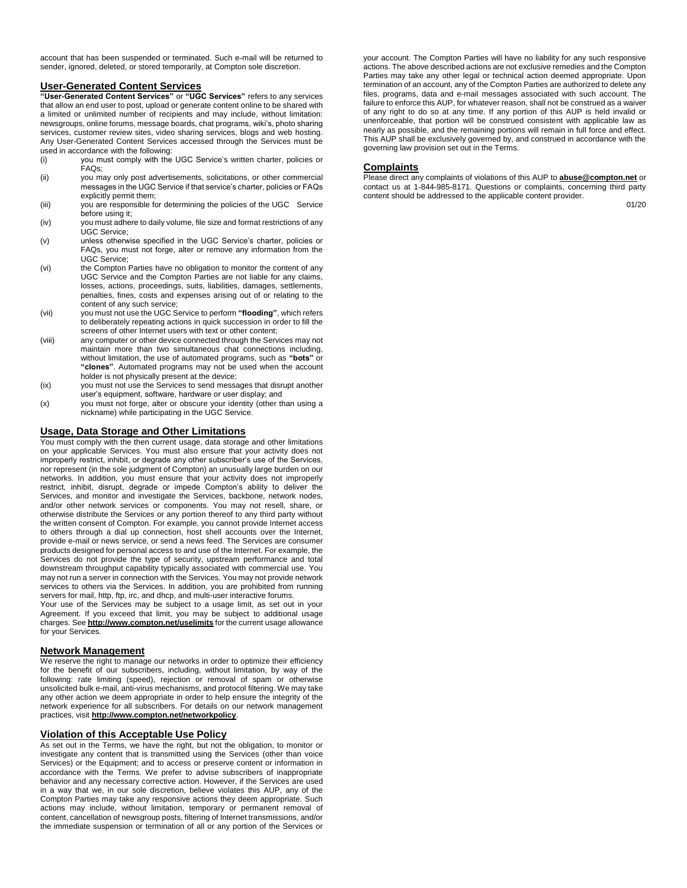account that has been suspended or terminated. Such e-mail will be returned to sender, ignored, deleted, or stored temporarily, at Compton sole discretion.

## User-Generated Content Services

**"User-Generated Content Services"** or **"UGC Services"** refers to any services that allow an end user to post, upload or generate content online to be shared with a limited or unlimited number of recipients and may include, without limitation: newsgroups, online forums, message boards, chat programs, wiki's, photo sharing services, customer review sites, video sharing services, blogs and web hosting. Any User-Generated Content Services accessed through the Services must be used in accordance with the following:

(i) you must comply with the UGC Service's written charter, policies or FAQs;

(ii) you may only post advertisements, solicitations, or other commercial messages in the UGC Service if that service's charter, policies or FAQs explicitly permit them;

(iii) you are responsible for determining the policies of the UGC Service before using it;

(iv) you must adhere to daily volume, file size and format restrictions of any UGC Service;

(v) unless otherwise specified in the UGC Service's charter, policies or FAQs, you must not forge, alter or remove any information from the UGC Service;

(vi) the Compton Parties have no obligation to monitor the content of any UGC Service and the Compton Parties are not liable for any claims, losses, actions, proceedings, suits, liabilities, damages, settlements, penalties, fines, costs and expenses arising out of or relating to the content of any such service;

(vii) you must not use the UGC Service to perform **"flooding"**, which refers to deliberately repeating actions in quick succession in order to fill the screens of other Internet users with text or other content;

(viii) any computer or other device connected through the Services may not maintain more than two simultaneous chat connections including, without limitation, the use of automated programs, such as **"bots"** or **"clones"**. Automated programs may not be used when the account holder is not physically present at the device;

(ix) you must not use the Services to send messages that disrupt another user's equipment, software, hardware or user display; and

(x) you must not forge, alter or obscure your identity (other than using a nickname) while participating in the UGC Service.

## Usage, Data Storage and Other Limitations

You must comply with the then current usage, data storage and other limitations on your applicable Services. You must also ensure that your activity does not improperly restrict, inhibit, or degrade any other subscriber's use of the Services, nor represent (in the sole judgment of Compton) an unusually large burden on our networks. In addition, you must ensure that your activity does not improperly restrict, inhibit, disrupt, degrade or impede Compton's ability to deliver the Services, and monitor and investigate the Services, backbone, network nodes, and/or other network services or components. You may not resell, share, or otherwise distribute the Services or any portion thereof to any third party without the written consent of Compton. For example, you cannot provide Internet access to others through a dial up connection, host shell accounts over the Internet, provide e-mail or news service, or send a news feed. The Services are consumer products designed for personal access to and use of the Internet. For example, the Services do not provide the type of security, upstream performance and total downstream throughput capability typically associated with commercial use. You may not run a server in connection with the Services. You may not provide network services to others via the Services. In addition, you are prohibited from running servers for mail, http, ftp, irc, and dhcp, and multi-user interactive forums.

Your use of the Services may be subject to a usage limit, as set out in your Agreement. If you exceed that limit, you may be subject to additional usage charges. See **http://www.compton.net/uselimits** for the current usage allowance for your Services.

## Network Management

We reserve the right to manage our networks in order to optimize their efficiency for the benefit of our subscribers, including, without limitation, by way of the following: rate limiting (speed), rejection or removal of spam or otherwise unsolicited bulk e-mail, anti-virus mechanisms, and protocol filtering. We may take any other action we deem appropriate in order to help ensure the integrity of the network experience for all subscribers. For details on our network management practices, visit **http://www.compton.net/networkpolicy**.

## Violation of this Acceptable Use Policy

As set out in the Terms, we have the right, but not the obligation, to monitor or investigate any content that is transmitted using the Services (other than voice Services) or the Equipment; and to access or preserve content or information in accordance with the Terms. We prefer to advise subscribers of inappropriate behavior and any necessary corrective action. However, if the Services are used in a way that we, in our sole discretion, believe violates this AUP, any of the Compton Parties may take any responsive actions they deem appropriate. Such actions may include, without limitation, temporary or permanent removal of content, cancellation of newsgroup posts, filtering of Internet transmissions, and/or the immediate suspension or termination of all or any portion of the Services or your account. The Compton Parties will have no liability for any such responsive actions. The above described actions are not exclusive remedies and the Compton Parties may take any other legal or technical action deemed appropriate. Upon termination of an account, any of the Compton Parties are authorized to delete any files, programs, data and e-mail messages associated with such account. The failure to enforce this AUP, for whatever reason, shall not be construed as a waiver of any right to do so at any time. If any portion of this AUP is held invalid or unenforceable, that portion will be construed consistent with applicable law as nearly as possible, and the remaining portions will remain in full force and effect. This AUP shall be exclusively governed by, and construed in accordance with the governing law provision set out in the Terms.

## Complaints

Please direct any complaints of violations of this AUP to **abuse@compton.net** or contact us at 1-844-985-8171. Questions or complaints, concerning third party content should be addressed to the applicable content provider.

01/20